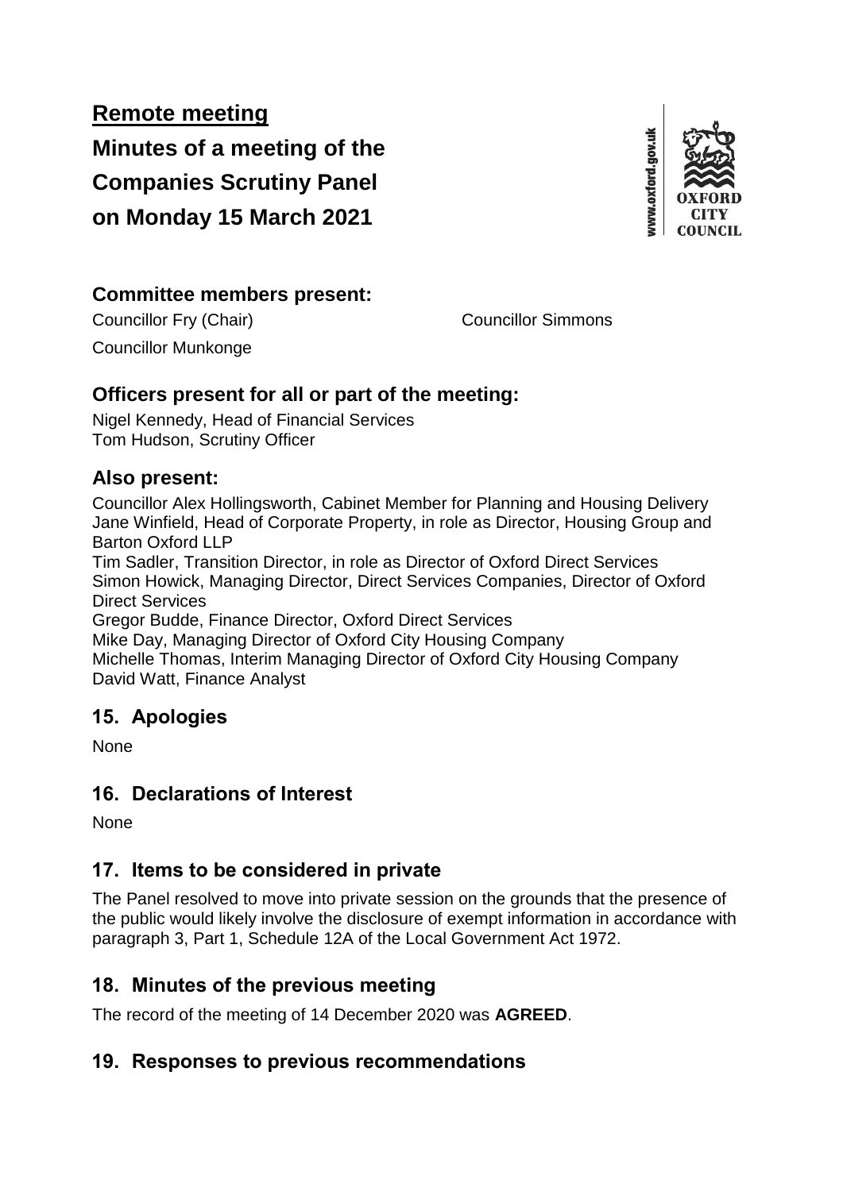# Remote meeting

# Minutes of a meeting of the Companies Scrutiny Panel on Monday 15 March 2021

## Committee members present:

Councillor Fry (Chair)

Councillor Simmons

Councillor Munkonge

## Officers present for all or part of the meeting:

Nigel Kennedy, Head of Financial Services
Tom Hudson, Scrutiny Officer

## Also present:

Councillor Alex Hollingsworth, Cabinet Member for Planning and Housing Delivery
Jane Winfield, Head of Corporate Property, in role as Director, Housing Group and Barton Oxford LLP
Tim Sadler, Transition Director, in role as Director of Oxford Direct Services
Simon Howick, Managing Director, Direct Services Companies, Director of Oxford Direct Services
Gregor Budde, Finance Director, Oxford Direct Services
Mike Day, Managing Director of Oxford City Housing Company
Michelle Thomas, Interim Managing Director of Oxford City Housing Company
David Watt, Finance Analyst

## 15. Apologies

None

## 16. Declarations of Interest

None

## 17. Items to be considered in private

The Panel resolved to move into private session on the grounds that the presence of the public would likely involve the disclosure of exempt information in accordance with paragraph 3, Part 1, Schedule 12A of the Local Government Act 1972.

## 18. Minutes of the previous meeting

The record of the meeting of 14 December 2020 was **AGREED**.

## 19. Responses to previous recommendations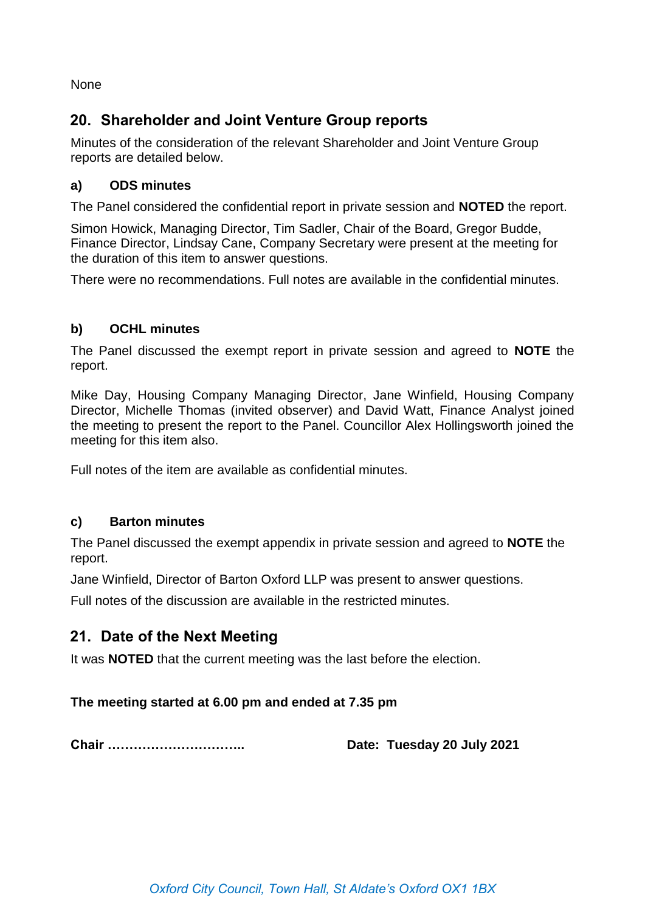None

## 20. Shareholder and Joint Venture Group reports

Minutes of the consideration of the relevant Shareholder and Joint Venture Group reports are detailed below.

### a) ODS minutes

The Panel considered the confidential report in private session and **NOTED** the report.

Simon Howick, Managing Director, Tim Sadler, Chair of the Board, Gregor Budde, Finance Director, Lindsay Cane, Company Secretary were present at the meeting for the duration of this item to answer questions.

There were no recommendations. Full notes are available in the confidential minutes.

### b) OCHL minutes

The Panel discussed the exempt report in private session and agreed to **NOTE** the report.

Mike Day, Housing Company Managing Director, Jane Winfield, Housing Company Director, Michelle Thomas (invited observer) and David Watt, Finance Analyst joined the meeting to present the report to the Panel. Councillor Alex Hollingsworth joined the meeting for this item also.

Full notes of the item are available as confidential minutes.

### c) Barton minutes

The Panel discussed the exempt appendix in private session and agreed to **NOTE** the report.

Jane Winfield, Director of Barton Oxford LLP was present to answer questions.

Full notes of the discussion are available in the restricted minutes.

## 21. Date of the Next Meeting

It was **NOTED** that the current meeting was the last before the election.

**The meeting started at 6.00 pm and ended at 7.35 pm**

**Chair …………………………..** **Date: Tuesday 20 July 2021**